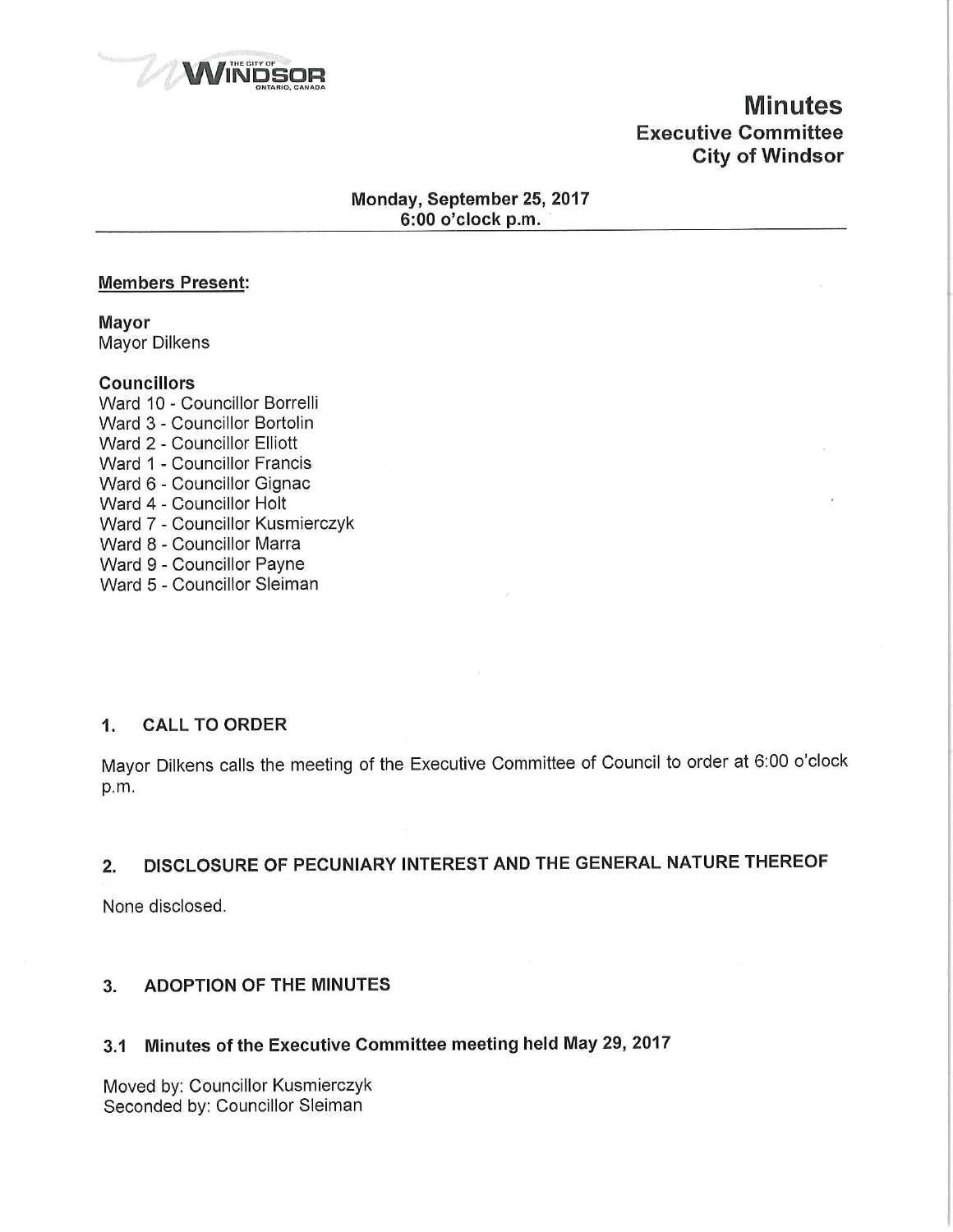# Minutes

## Executive Committee
## City of Windsor

**Monday, September 25, 2017**
**6:00 o'clock p.m.**

---

**Members Present:**

**Mayor**
Mayor Dilkens

**Councillors**
Ward 10 - Councillor Borrelli
Ward 3 - Councillor Bortolin
Ward 2 - Councillor Elliott
Ward 1 - Councillor Francis
Ward 6 - Councillor Gignac
Ward 4 - Councillor Holt
Ward 7 - Councillor Kusmierczyk
Ward 8 - Councillor Marra
Ward 9 - Councillor Payne
Ward 5 - Councillor Sleiman

## 1. CALL TO ORDER

Mayor Dilkens calls the meeting of the Executive Committee of Council to order at 6:00 o'clock p.m.

## 2. DISCLOSURE OF PECUNIARY INTEREST AND THE GENERAL NATURE THEREOF

None disclosed.

## 3. ADOPTION OF THE MINUTES

### 3.1 Minutes of the Executive Committee meeting held May 29, 2017

Moved by: Councillor Kusmierczyk
Seconded by: Councillor Sleiman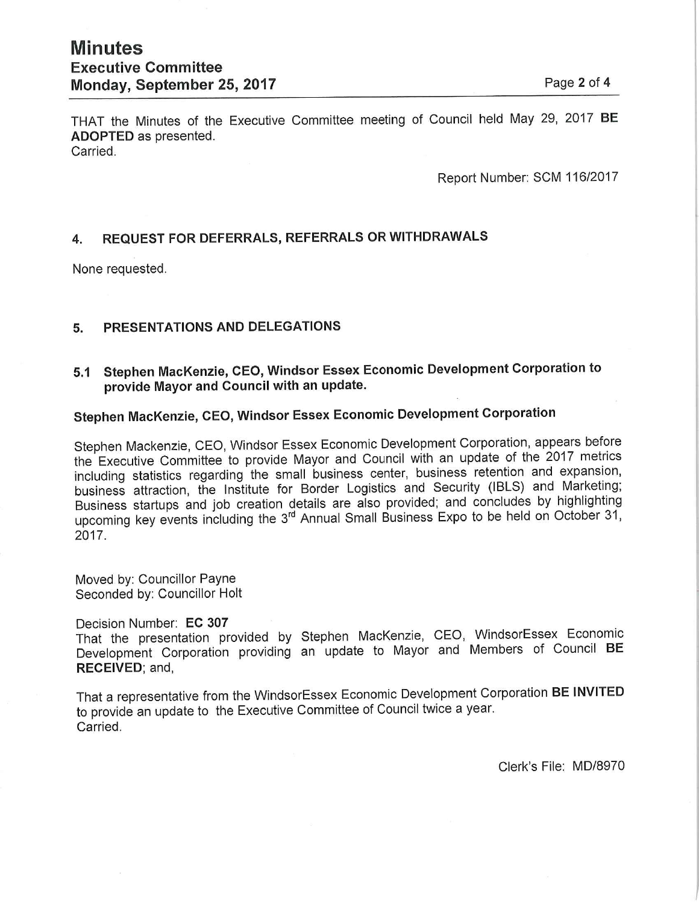THAT the Minutes of the Executive Committee meeting of Council held May 29, 2017 **BE ADOPTED** as presented.
Carried.

Report Number: SCM 116/2017

## 4. REQUEST FOR DEFERRALS, REFERRALS OR WITHDRAWALS

None requested.

## 5. PRESENTATIONS AND DELEGATIONS

### 5.1 Stephen MacKenzie, CEO, Windsor Essex Economic Development Corporation to provide Mayor and Council with an update.

**Stephen MacKenzie, CEO, Windsor Essex Economic Development Corporation**

Stephen Mackenzie, CEO, Windsor Essex Economic Development Corporation, appears before the Executive Committee to provide Mayor and Council with an update of the 2017 metrics including statistics regarding the small business center, business retention and expansion, business attraction, the Institute for Border Logistics and Security (IBLS) and Marketing; Business startups and job creation details are also provided; and concludes by highlighting upcoming key events including the 3rd Annual Small Business Expo to be held on October 31, 2017.

Moved by: Councillor Payne
Seconded by: Councillor Holt

Decision Number: **EC 307**
That the presentation provided by Stephen MacKenzie, CEO, WindsorEssex Economic Development Corporation providing an update to Mayor and Members of Council **BE RECEIVED**; and,

That a representative from the WindsorEssex Economic Development Corporation **BE INVITED** to provide an update to the Executive Committee of Council twice a year.
Carried.

Clerk's File: MD/8970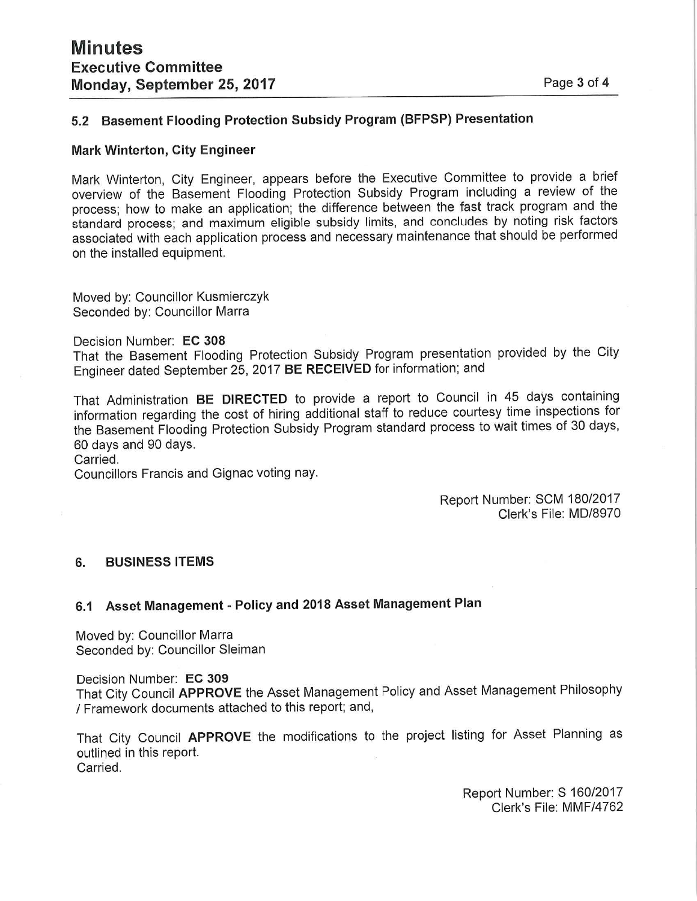### 5.2 Basement Flooding Protection Subsidy Program (BFPSP) Presentation

**Mark Winterton, City Engineer**

Mark Winterton, City Engineer, appears before the Executive Committee to provide a brief overview of the Basement Flooding Protection Subsidy Program including a review of the process; how to make an application; the difference between the fast track program and the standard process; and maximum eligible subsidy limits, and concludes by noting risk factors associated with each application process and necessary maintenance that should be performed on the installed equipment.

Moved by: Councillor Kusmierczyk
Seconded by: Councillor Marra

Decision Number: **EC 308**
That the Basement Flooding Protection Subsidy Program presentation provided by the City Engineer dated September 25, 2017 **BE RECEIVED** for information; and

That Administration **BE DIRECTED** to provide a report to Council in 45 days containing information regarding the cost of hiring additional staff to reduce courtesy time inspections for the Basement Flooding Protection Subsidy Program standard process to wait times of 30 days, 60 days and 90 days.
Carried.
Councillors Francis and Gignac voting nay.

Report Number: SCM 180/2017
Clerk's File: MD/8970

## 6. BUSINESS ITEMS

### 6.1 Asset Management - Policy and 2018 Asset Management Plan

Moved by: Councillor Marra
Seconded by: Councillor Sleiman

Decision Number: **EC 309**
That City Council **APPROVE** the Asset Management Policy and Asset Management Philosophy / Framework documents attached to this report; and,

That City Council **APPROVE** the modifications to the project listing for Asset Planning as outlined in this report.
Carried.

Report Number: S 160/2017
Clerk's File: MMF/4762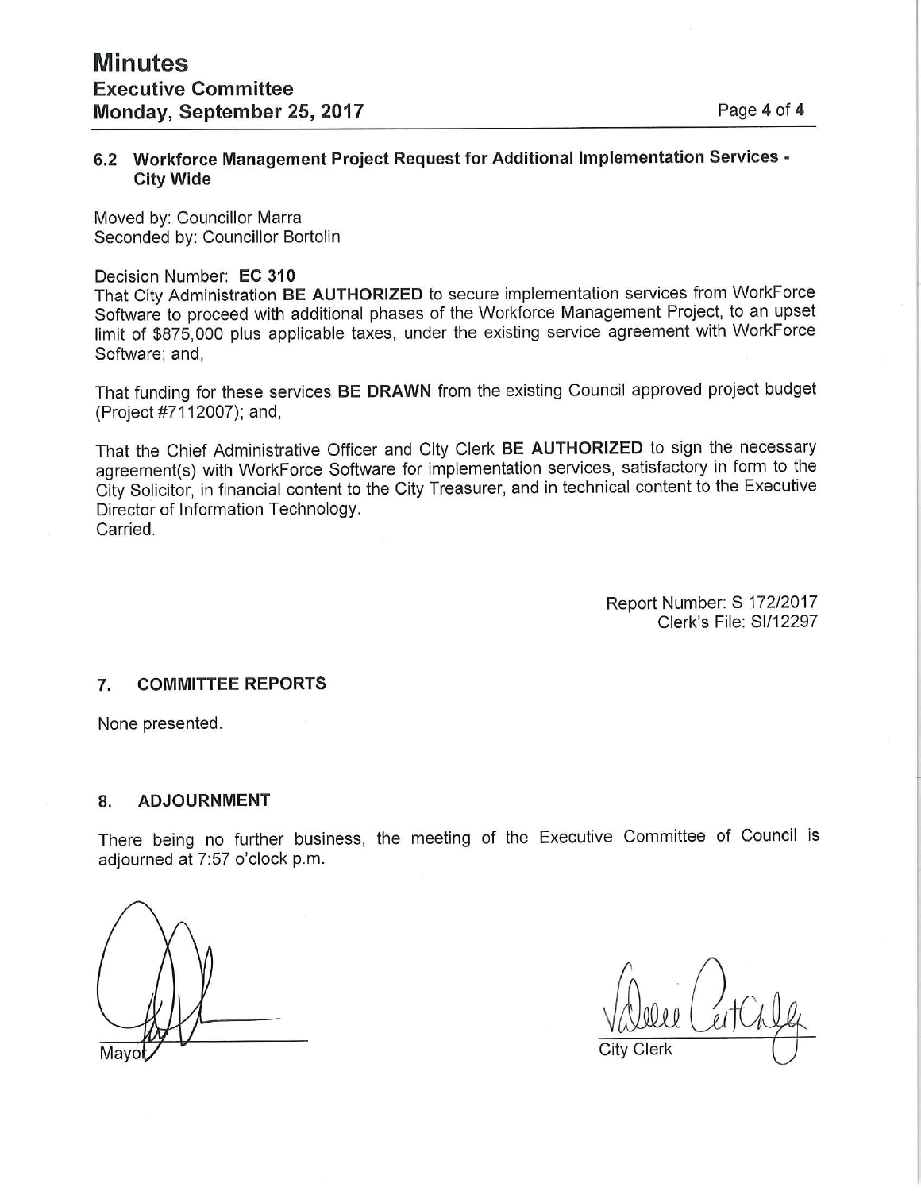### 6.2 Workforce Management Project Request for Additional Implementation Services - City Wide

Moved by: Councillor Marra
Seconded by: Councillor Bortolin

Decision Number: **EC 310**
That City Administration **BE AUTHORIZED** to secure implementation services from WorkForce Software to proceed with additional phases of the Workforce Management Project, to an upset limit of $875,000 plus applicable taxes, under the existing service agreement with WorkForce Software; and,

That funding for these services **BE DRAWN** from the existing Council approved project budget (Project #7112007); and,

That the Chief Administrative Officer and City Clerk **BE AUTHORIZED** to sign the necessary agreement(s) with WorkForce Software for implementation services, satisfactory in form to the City Solicitor, in financial content to the City Treasurer, and in technical content to the Executive Director of Information Technology.
Carried.

Report Number: S 172/2017
Clerk's File: SI/12297

## 7. COMMITTEE REPORTS

None presented.

## 8. ADJOURNMENT

There being no further business, the meeting of the Executive Committee of Council is adjourned at 7:57 o'clock p.m.

Mayor

City Clerk